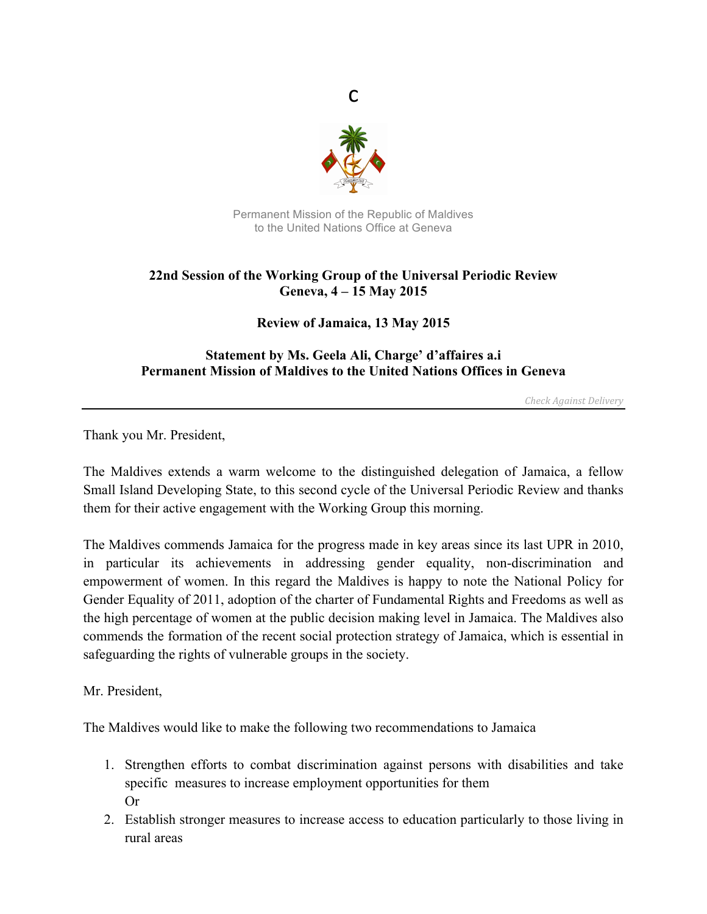C

Permanent Mission of the Republic of Maldives
to the United Nations Office at Geneva

**22nd Session of the Working Group of the Universal Periodic Review**
**Geneva, 4 – 15 May 2015**

**Review of Jamaica, 13 May 2015**

**Statement by Ms. Geela Ali, Charge' d'affaires a.i**
**Permanent Mission of Maldives to the United Nations Offices in Geneva**

*Check Against Delivery*

---

Thank you Mr. President,

The Maldives extends a warm welcome to the distinguished delegation of Jamaica, a fellow Small Island Developing State, to this second cycle of the Universal Periodic Review and thanks them for their active engagement with the Working Group this morning.

The Maldives commends Jamaica for the progress made in key areas since its last UPR in 2010, in particular its achievements in addressing gender equality, non-discrimination and empowerment of women. In this regard the Maldives is happy to note the National Policy for Gender Equality of 2011, adoption of the charter of Fundamental Rights and Freedoms as well as the high percentage of women at the public decision making level in Jamaica. The Maldives also commends the formation of the recent social protection strategy of Jamaica, which is essential in safeguarding the rights of vulnerable groups in the society.

Mr. President,

The Maldives would like to make the following two recommendations to Jamaica

1. Strengthen efforts to combat discrimination against persons with disabilities and take specific measures to increase employment opportunities for them
   Or
2. Establish stronger measures to increase access to education particularly to those living in rural areas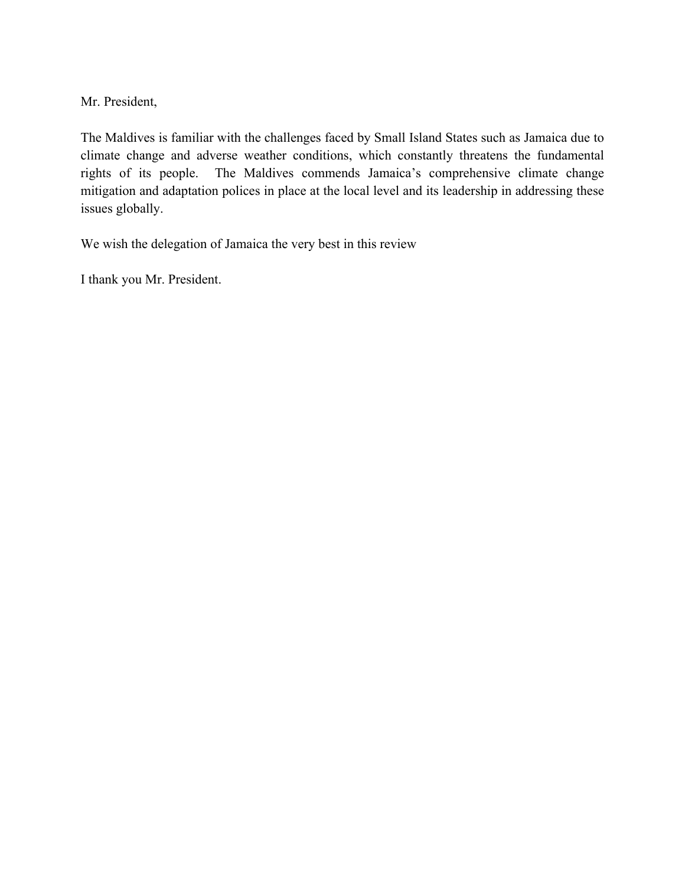Mr. President,

The Maldives is familiar with the challenges faced by Small Island States such as Jamaica due to climate change and adverse weather conditions, which constantly threatens the fundamental rights of its people. The Maldives commends Jamaica's comprehensive climate change mitigation and adaptation polices in place at the local level and its leadership in addressing these issues globally.

We wish the delegation of Jamaica the very best in this review

I thank you Mr. President.